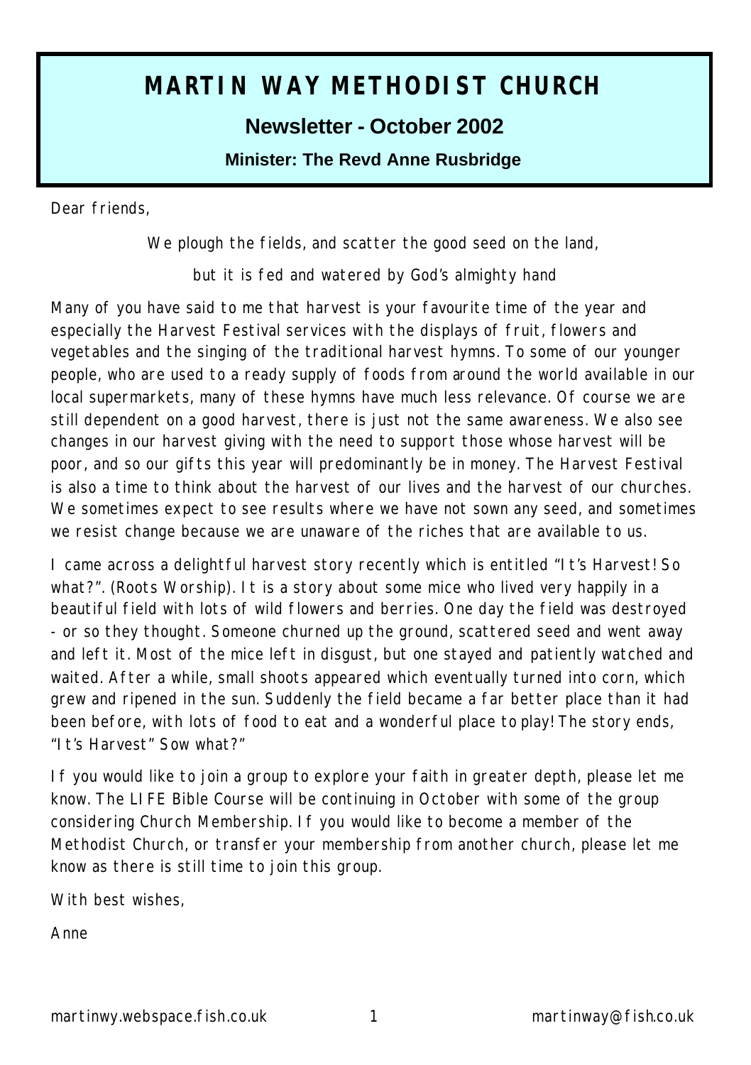# MARTIN WAY METHODIST CHURCH

## Newsletter - October 2002

### Minister: The Revd Anne Rusbridge

Dear friends,

We plough the fields, and scatter the good seed on the land,

but it is fed and watered by God's almighty hand

Many of you have said to me that harvest is your favourite time of the year and especially the Harvest Festival services with the displays of fruit, flowers and vegetables and the singing of the traditional harvest hymns. To some of our younger people, who are used to a ready supply of foods from around the world available in our local supermarkets, many of these hymns have much less relevance. Of course we are still dependent on a good harvest, there is just not the same awareness. We also see changes in our harvest giving with the need to support those whose harvest will be poor, and so our gifts this year will predominantly be in money. The Harvest Festival is also a time to think about the harvest of our lives and the harvest of our churches. We sometimes expect to see results where we have not sown any seed, and sometimes we resist change because we are unaware of the riches that are available to us.

I came across a delightful harvest story recently which is entitled "It's Harvest! So what?". (Roots Worship). It is a story about some mice who lived very happily in a beautiful field with lots of wild flowers and berries. One day the field was destroyed - or so they thought. Someone churned up the ground, scattered seed and went away and left it. Most of the mice left in disgust, but one stayed and patiently watched and waited. After a while, small shoots appeared which eventually turned into corn, which grew and ripened in the sun. Suddenly the field became a far better place than it had been before, with lots of food to eat and a wonderful place to play! The story ends, "It's Harvest" Sow what?"

If you would like to join a group to explore your faith in greater depth, please let me know. The LIFE Bible Course will be continuing in October with some of the group considering Church Membership. If you would like to become a member of the Methodist Church, or transfer your membership from another church, please let me know as there is still time to join this group.

With best wishes,

Anne

martinwy.webspace.fish.co.uk martinway@fish.co.uk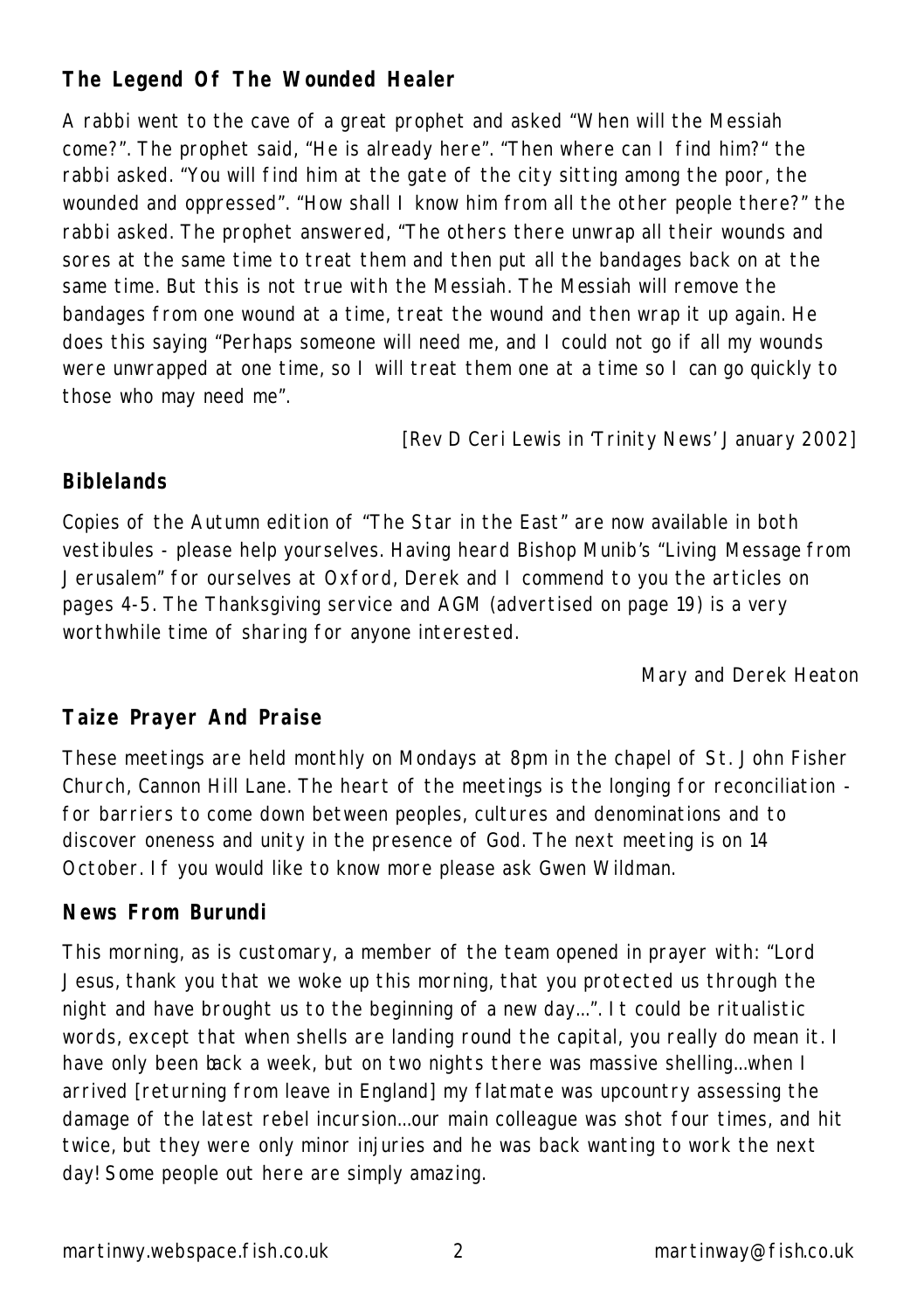## The Legend Of The Wounded Healer

A rabbi went to the cave of a great prophet and asked "When will the Messiah come?". The prophet said, "He is already here". "Then where can I find him?" the rabbi asked. "You will find him at the gate of the city sitting among the poor, the wounded and oppressed". "How shall I know him from all the other people there?" the rabbi asked. The prophet answered, "The others there unwrap all their wounds and sores at the same time to treat them and then put all the bandages back on at the same time. But this is not true with the Messiah. The Messiah will remove the bandages from one wound at a time, treat the wound and then wrap it up again. He does this saying "Perhaps someone will need me, and I could not go if all my wounds were unwrapped at one time, so I will treat them one at a time so I can go quickly to those who may need me".

[Rev D Ceri Lewis in 'Trinity News' January 2002]

## Biblelands

Copies of the Autumn edition of "The Star in the East" are now available in both vestibules - please help yourselves. Having heard Bishop Munib's "Living Message from Jerusalem" for ourselves at Oxford, Derek and I commend to you the articles on pages 4-5. The Thanksgiving service and AGM (advertised on page 19) is a very worthwhile time of sharing for anyone interested.

Mary and Derek Heaton

## Taize Prayer And Praise

These meetings are held monthly on Mondays at 8pm in the chapel of St. John Fisher Church, Cannon Hill Lane. The heart of the meetings is the longing for reconciliation - for barriers to come down between peoples, cultures and denominations and to discover oneness and unity in the presence of God. The next meeting is on 14 October. If you would like to know more please ask Gwen Wildman.

## News From Burundi

This morning, as is customary, a member of the team opened in prayer with: "Lord Jesus, thank you that we woke up this morning, that you protected us through the night and have brought us to the beginning of a new day…". It could be ritualistic words, except that when shells are landing round the capital, you really do mean it. I have only been back a week, but on two nights there was massive shelling…when I arrived [returning from leave in England] my flatmate was upcountry assessing the damage of the latest rebel incursion…our main colleague was shot four times, and hit twice, but they were only minor injuries and he was back wanting to work the next day! Some people out here are simply amazing.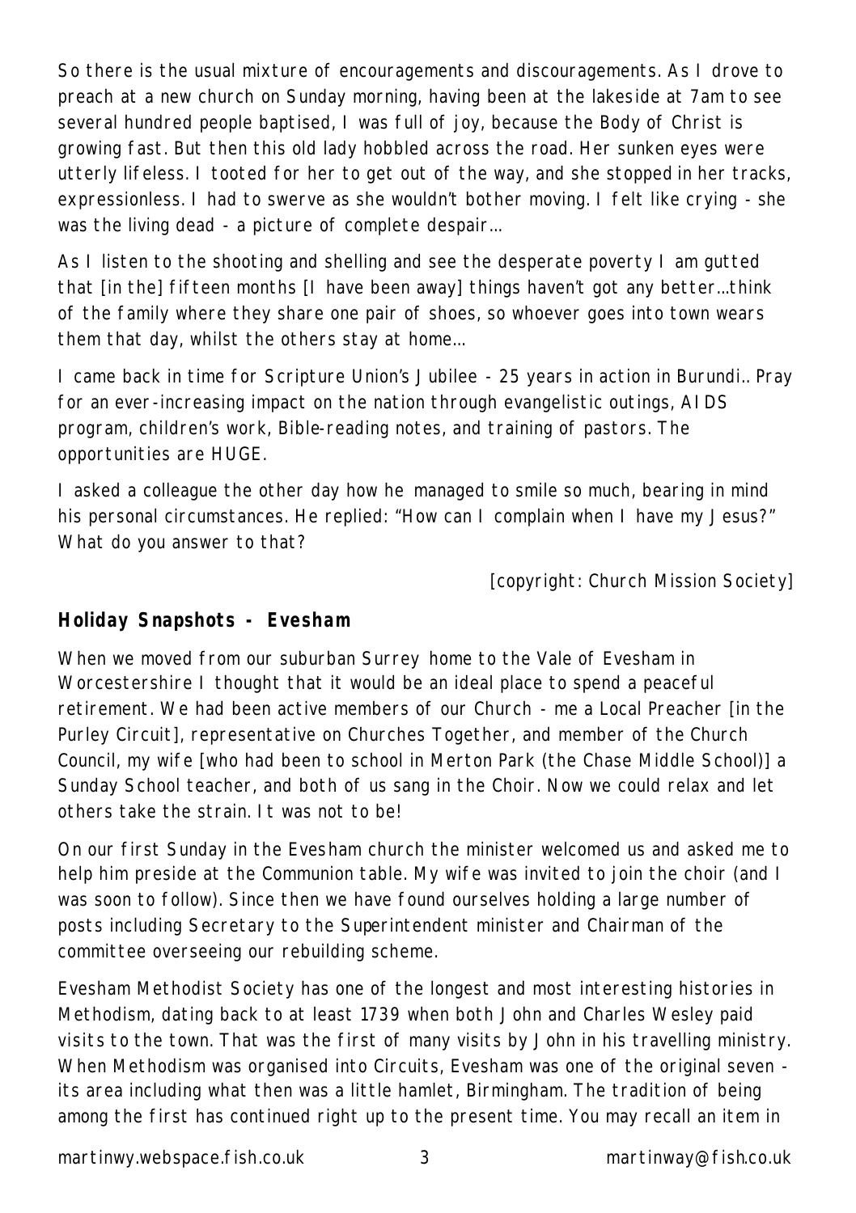So there is the usual mixture of encouragements and discouragements. As I drove to preach at a new church on Sunday morning, having been at the lakeside at 7am to see several hundred people baptised, I was full of joy, because the Body of Christ is growing fast. But then this old lady hobbled across the road. Her sunken eyes were utterly lifeless. I tooted for her to get out of the way, and she stopped in her tracks, expressionless. I had to swerve as she wouldn't bother moving. I felt like crying - she was the living dead - a picture of complete despair…

As I listen to the shooting and shelling and see the desperate poverty I am gutted that [in the] fifteen months [I have been away] things haven't got any better…think of the family where they share one pair of shoes, so whoever goes into town wears them that day, whilst the others stay at home…

I came back in time for Scripture Union's Jubilee - 25 years in action in Burundi.. Pray for an ever-increasing impact on the nation through evangelistic outings, AIDS program, children's work, Bible-reading notes, and training of pastors. The opportunities are HUGE.

I asked a colleague the other day how he managed to smile so much, bearing in mind his personal circumstances. He replied: "How can I complain when I have my Jesus?" What do you answer to that?

[copyright: Church Mission Society]

**Holiday Snapshots - Evesham**

When we moved from our suburban Surrey home to the Vale of Evesham in Worcestershire I thought that it would be an ideal place to spend a peaceful retirement. We had been active members of our Church - me a Local Preacher [in the Purley Circuit], representative on Churches Together, and member of the Church Council, my wife [who had been to school in Merton Park (the Chase Middle School)] a Sunday School teacher, and both of us sang in the Choir. Now we could relax and let others take the strain. It was not to be!

On our first Sunday in the Evesham church the minister welcomed us and asked me to help him preside at the Communion table. My wife was invited to join the choir (and I was soon to follow). Since then we have found ourselves holding a large number of posts including Secretary to the Superintendent minister and Chairman of the committee overseeing our rebuilding scheme.

Evesham Methodist Society has one of the longest and most interesting histories in Methodism, dating back to at least 1739 when both John and Charles Wesley paid visits to the town. That was the first of many visits by John in his travelling ministry. When Methodism was organised into Circuits, Evesham was one of the original seven - its area including what then was a little hamlet, Birmingham. The tradition of being among the first has continued right up to the present time. You may recall an item in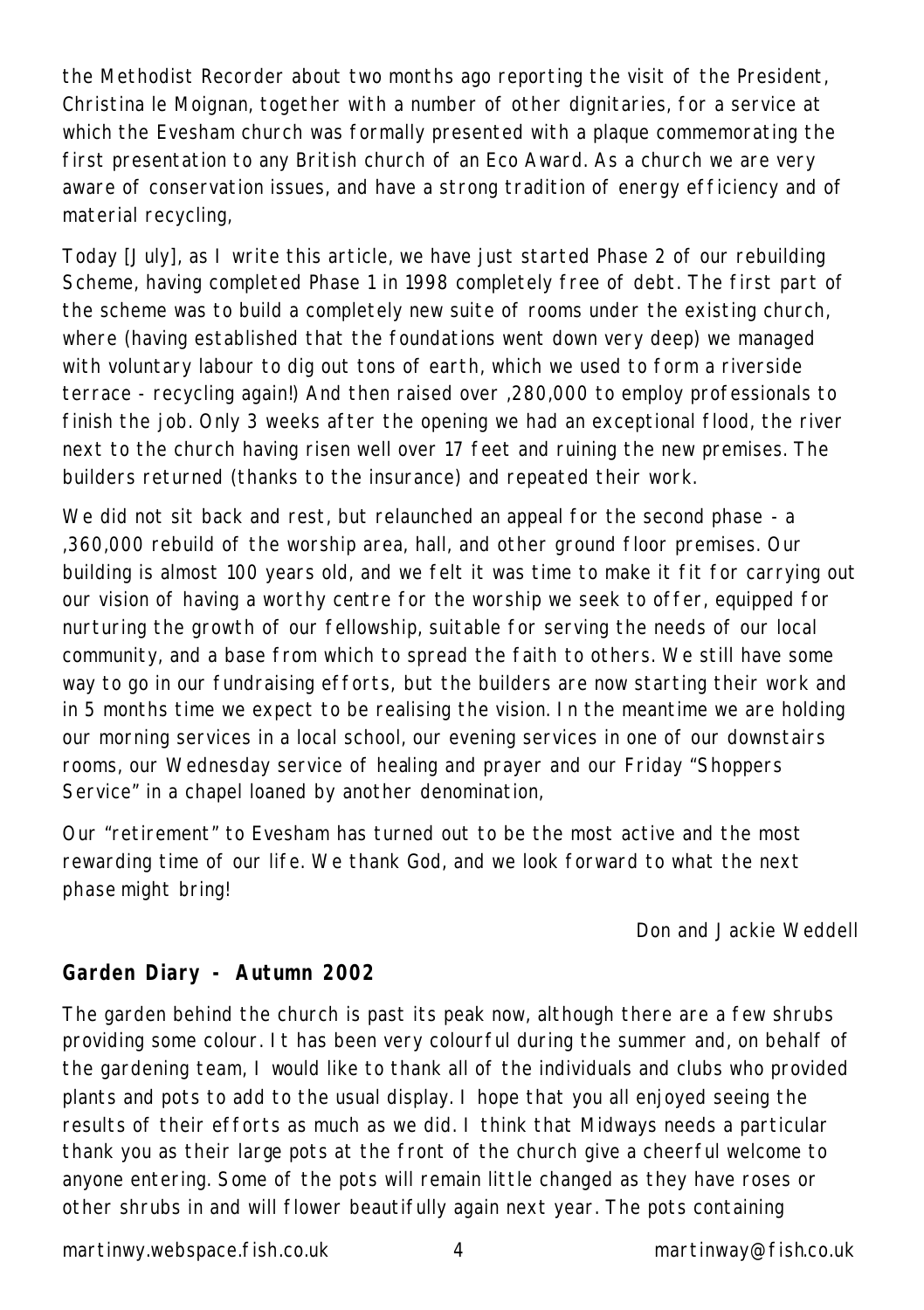the Methodist Recorder about two months ago reporting the visit of the President, Christina le Moignan, together with a number of other dignitaries, for a service at which the Evesham church was formally presented with a plaque commemorating the first presentation to any British church of an Eco Award. As a church we are very aware of conservation issues, and have a strong tradition of energy efficiency and of material recycling,

Today [July], as I write this article, we have just started Phase 2 of our rebuilding Scheme, having completed Phase 1 in 1998 completely free of debt. The first part of the scheme was to build a completely new suite of rooms under the existing church, where (having established that the foundations went down very deep) we managed with voluntary labour to dig out tons of earth, which we used to form a riverside terrace - recycling again!) And then raised over ,280,000 to employ professionals to finish the job. Only 3 weeks after the opening we had an exceptional flood, the river next to the church having risen well over 17 feet and ruining the new premises. The builders returned (thanks to the insurance) and repeated their work.

We did not sit back and rest, but relaunched an appeal for the second phase - a ,360,000 rebuild of the worship area, hall, and other ground floor premises. Our building is almost 100 years old, and we felt it was time to make it fit for carrying out our vision of having a worthy centre for the worship we seek to offer, equipped for nurturing the growth of our fellowship, suitable for serving the needs of our local community, and a base from which to spread the faith to others. We still have some way to go in our fundraising efforts, but the builders are now starting their work and in 5 months time we expect to be realising the vision. In the meantime we are holding our morning services in a local school, our evening services in one of our downstairs rooms, our Wednesday service of healing and prayer and our Friday "Shoppers Service" in a chapel loaned by another denomination,

Our "retirement" to Evesham has turned out to be the most active and the most rewarding time of our life. We thank God, and we look forward to what the next phase might bring!

Don and Jackie Weddell

**Garden Diary - Autumn 2002**

The garden behind the church is past its peak now, although there are a few shrubs providing some colour. It has been very colourful during the summer and, on behalf of the gardening team, I would like to thank all of the individuals and clubs who provided plants and pots to add to the usual display. I hope that you all enjoyed seeing the results of their efforts as much as we did. I think that Midways needs a particular thank you as their large pots at the front of the church give a cheerful welcome to anyone entering. Some of the pots will remain little changed as they have roses or other shrubs in and will flower beautifully again next year. The pots containing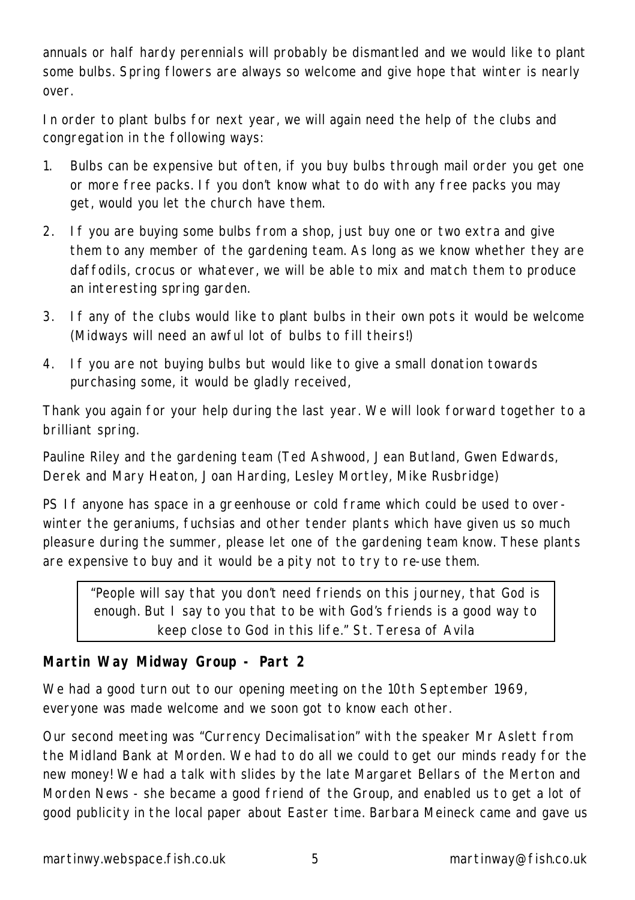annuals or half hardy perennials will probably be dismantled and we would like to plant some bulbs. Spring flowers are always so welcome and give hope that winter is nearly over.

In order to plant bulbs for next year, we will again need the help of the clubs and congregation in the following ways:

1. Bulbs can be expensive but often, if you buy bulbs through mail order you get one or more free packs. If you don't know what to do with any free packs you may get, would you let the church have them.
2. If you are buying some bulbs from a shop, just buy one or two extra and give them to any member of the gardening team. As long as we know whether they are daffodils, crocus or whatever, we will be able to mix and match them to produce an interesting spring garden.
3. If any of the clubs would like to plant bulbs in their own pots it would be welcome (Midways will need an awful lot of bulbs to fill theirs!)
4. If you are not buying bulbs but would like to give a small donation towards purchasing some, it would be gladly received,

Thank you again for your help during the last year. We will look forward together to a brilliant spring.

Pauline Riley and the gardening team (Ted Ashwood, Jean Butland, Gwen Edwards, Derek and Mary Heaton, Joan Harding, Lesley Mortley, Mike Rusbridge)

PS If anyone has space in a greenhouse or cold frame which could be used to over-winter the geraniums, fuchsias and other tender plants which have given us so much pleasure during the summer, please let one of the gardening team know. These plants are expensive to buy and it would be a pity not to try to re-use them.

> "People will say that you don't need friends on this journey, that God is enough. But I say to you that to be with God's friends is a good way to keep close to God in this life." St. Teresa of Avila

**Martin Way Midway Group - Part 2**

We had a good turn out to our opening meeting on the 10th September 1969, everyone was made welcome and we soon got to know each other.

Our second meeting was "Currency Decimalisation" with the speaker Mr Aslett from the Midland Bank at Morden. We had to do all we could to get our minds ready for the new money! We had a talk with slides by the late Margaret Bellars of the Merton and Morden News - she became a good friend of the Group, and enabled us to get a lot of good publicity in the local paper about Easter time. Barbara Meineck came and gave us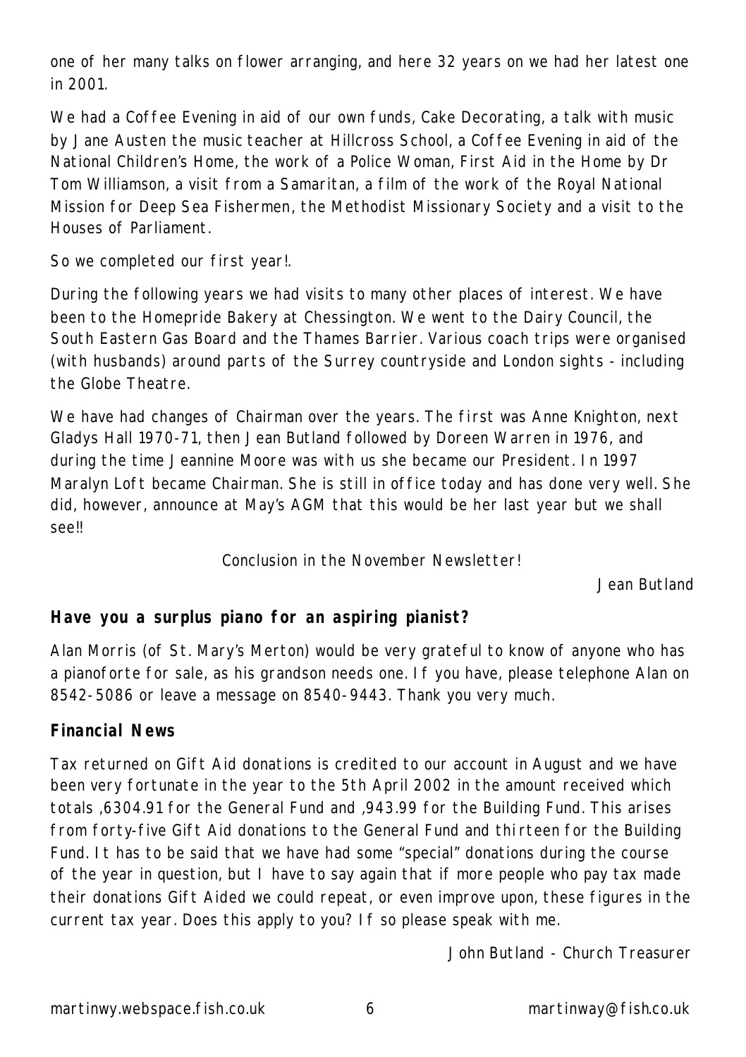one of her many talks on flower arranging, and here 32 years on we had her latest one in 2001.

We had a Coffee Evening in aid of our own funds, Cake Decorating, a talk with music by Jane Austen the music teacher at Hillcross School, a Coffee Evening in aid of the National Children's Home, the work of a Police Woman, First Aid in the Home by Dr Tom Williamson, a visit from a Samaritan, a film of the work of the Royal National Mission for Deep Sea Fishermen, the Methodist Missionary Society and a visit to the Houses of Parliament.

So we completed our first year!.

During the following years we had visits to many other places of interest. We have been to the Homepride Bakery at Chessington. We went to the Dairy Council, the South Eastern Gas Board and the Thames Barrier. Various coach trips were organised (with husbands) around parts of the Surrey countryside and London sights - including the Globe Theatre.

We have had changes of Chairman over the years. The first was Anne Knighton, next Gladys Hall 1970-71, then Jean Butland followed by Doreen Warren in 1976, and during the time Jeannine Moore was with us she became our President. In 1997 Maralyn Loft became Chairman. She is still in office today and has done very well. She did, however, announce at May's AGM that this would be her last year but we shall see!!

Conclusion in the November Newsletter!

Jean Butland

**Have you a surplus piano for an aspiring pianist?**

Alan Morris (of St. Mary's Merton) would be very grateful to know of anyone who has a pianoforte for sale, as his grandson needs one. If you have, please telephone Alan on 8542-5086 or leave a message on 8540-9443. Thank you very much.

**Financial News**

Tax returned on Gift Aid donations is credited to our account in August and we have been very fortunate in the year to the 5th April 2002 in the amount received which totals ,6304.91 for the General Fund and ,943.99 for the Building Fund. This arises from forty-five Gift Aid donations to the General Fund and thirteen for the Building Fund. It has to be said that we have had some "special" donations during the course of the year in question, but I have to say again that if more people who pay tax made their donations Gift Aided we could repeat, or even improve upon, these figures in the current tax year. Does this apply to you? If so please speak with me.

John Butland - Church Treasurer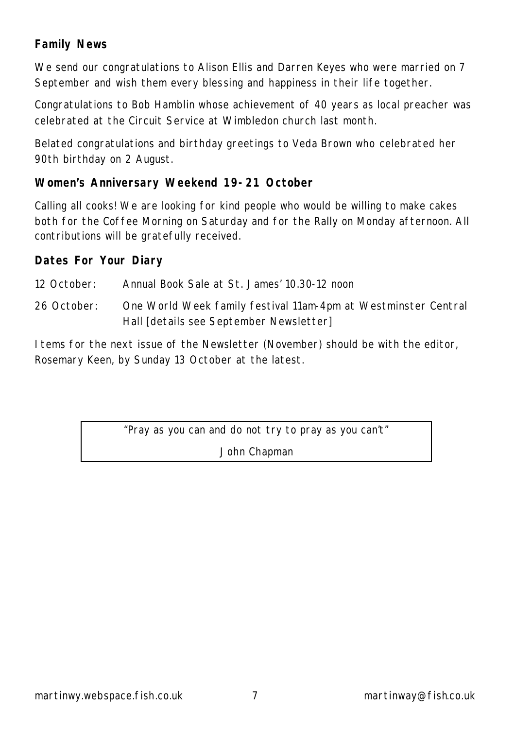### Family News

We send our congratulations to Alison Ellis and Darren Keyes who were married on 7 September and wish them every blessing and happiness in their life together.

Congratulations to Bob Hamblin whose achievement of 40 years as local preacher was celebrated at the Circuit Service at Wimbledon church last month.

Belated congratulations and birthday greetings to Veda Brown who celebrated her 90th birthday on 2 August.

### Women's Anniversary Weekend 19-21 October

Calling all cooks! We are looking for kind people who would be willing to make cakes both for the Coffee Morning on Saturday and for the Rally on Monday afternoon. All contributions will be gratefully received.

### Dates For Your Diary

12 October: Annual Book Sale at St. James' 10.30-12 noon

26 October: One World Week family festival 11am-4pm at Westminster Central Hall [details see September Newsletter]

Items for the next issue of the Newsletter (November) should be with the editor, Rosemary Keen, by Sunday 13 October at the latest.

> "Pray as you can and do not try to pray as you can't"
>
> John Chapman

martinwy.webspace.fish.co.uk martinway@fish.co.uk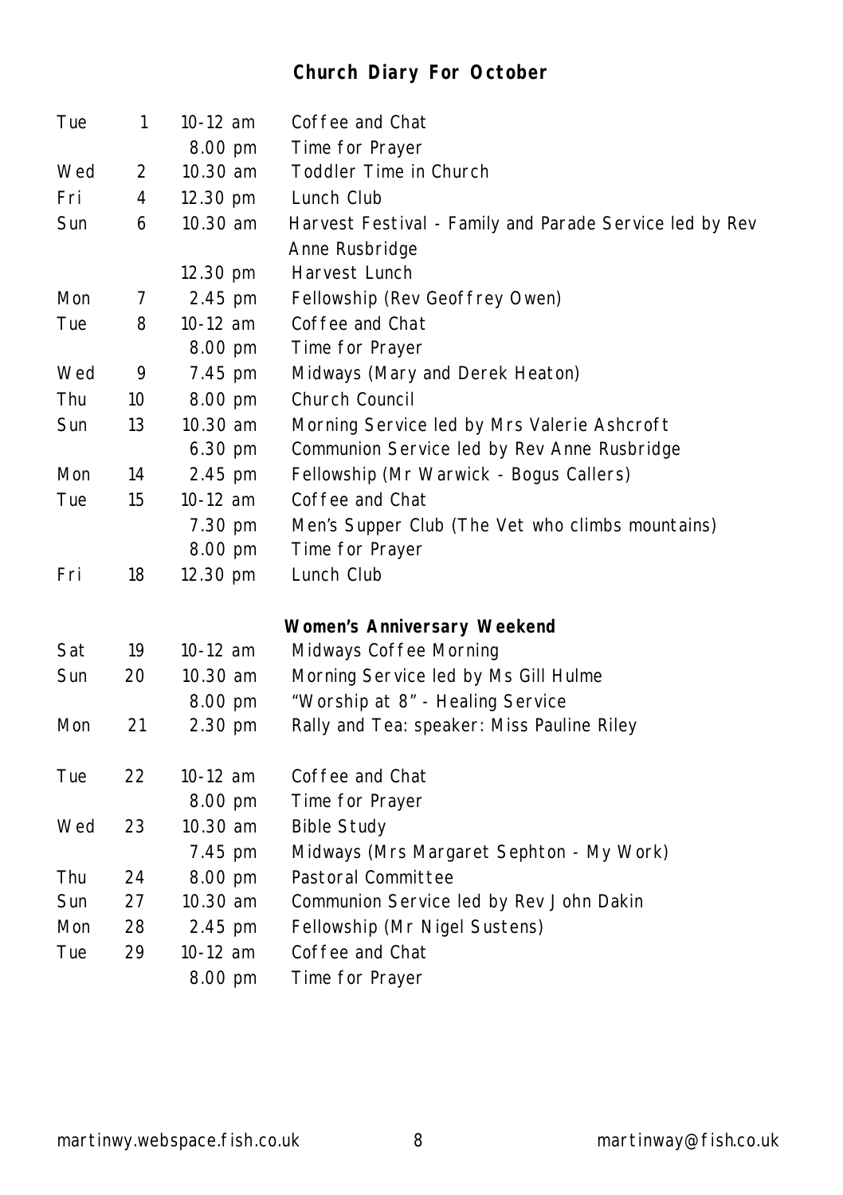## Church Diary For October

| | | | |
|---|---|---|---|
| Tue | 1 | 10-12 am | Coffee and Chat |
| | | 8.00 pm | Time for Prayer |
| Wed | 2 | 10.30 am | Toddler Time in Church |
| Fri | 4 | 12.30 pm | Lunch Club |
| Sun | 6 | 10.30 am | Harvest Festival - Family and Parade Service led by Rev Anne Rusbridge |
| | | 12.30 pm | Harvest Lunch |
| Mon | 7 | 2.45 pm | Fellowship (Rev Geoffrey Owen) |
| Tue | 8 | 10-12 am | Coffee and Chat |
| | | 8.00 pm | Time for Prayer |
| Wed | 9 | 7.45 pm | Midways (Mary and Derek Heaton) |
| Thu | 10 | 8.00 pm | Church Council |
| Sun | 13 | 10.30 am | Morning Service led by Mrs Valerie Ashcroft |
| | | 6.30 pm | Communion Service led by Rev Anne Rusbridge |
| Mon | 14 | 2.45 pm | Fellowship (Mr Warwick - Bogus Callers) |
| Tue | 15 | 10-12 am | Coffee and Chat |
| | | 7.30 pm | Men's Supper Club (The Vet who climbs mountains) |
| | | 8.00 pm | Time for Prayer |
| Fri | 18 | 12.30 pm | Lunch Club |
| | | | **Women's Anniversary Weekend** |
| Sat | 19 | 10-12 am | Midways Coffee Morning |
| Sun | 20 | 10.30 am | Morning Service led by Ms Gill Hulme |
| | | 8.00 pm | "Worship at 8" - Healing Service |
| Mon | 21 | 2.30 pm | Rally and Tea: speaker: Miss Pauline Riley |
| Tue | 22 | 10-12 am | Coffee and Chat |
| | | 8.00 pm | Time for Prayer |
| Wed | 23 | 10.30 am | Bible Study |
| | | 7.45 pm | Midways (Mrs Margaret Sephton - My Work) |
| Thu | 24 | 8.00 pm | Pastoral Committee |
| Sun | 27 | 10.30 am | Communion Service led by Rev John Dakin |
| Mon | 28 | 2.45 pm | Fellowship (Mr Nigel Sustens) |
| Tue | 29 | 10-12 am | Coffee and Chat |
| | | 8.00 pm | Time for Prayer |

martinwy.webspace.fish.co.uk martinway@fish.co.uk